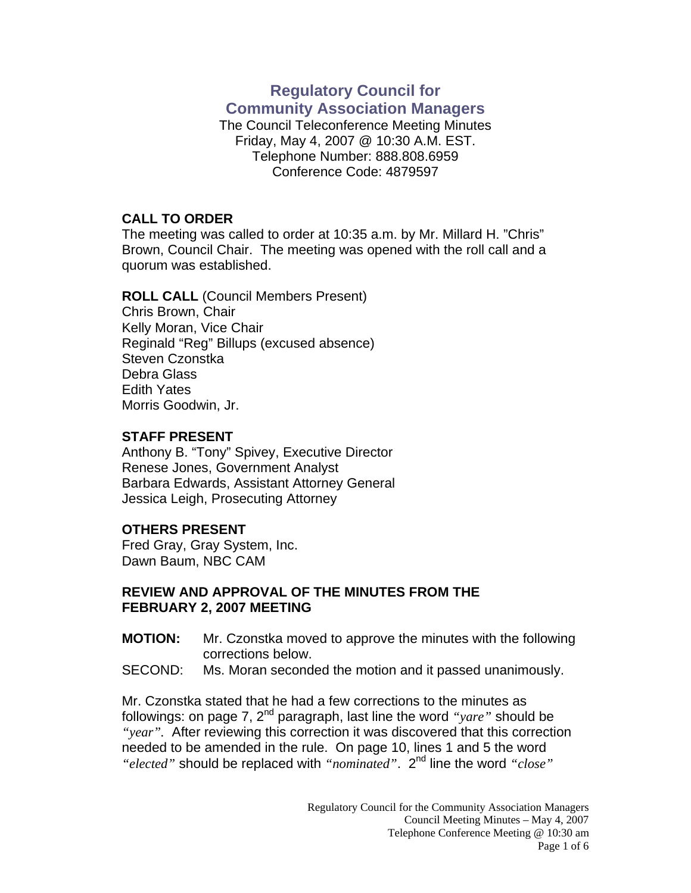# Regulatory Council for Community Association Managers

The Council Teleconference Meeting Minutes
Friday, May 4, 2007 @ 10:30 A.M. EST.
Telephone Number: 888.808.6959
Conference Code: 4879597

## CALL TO ORDER

The meeting was called to order at 10:35 a.m. by Mr. Millard H. "Chris" Brown, Council Chair. The meeting was opened with the roll call and a quorum was established.

**ROLL CALL** (Council Members Present)
Chris Brown, Chair
Kelly Moran, Vice Chair
Reginald "Reg" Billups (excused absence)
Steven Czonstka
Debra Glass
Edith Yates
Morris Goodwin, Jr.

## STAFF PRESENT

Anthony B. "Tony" Spivey, Executive Director
Renese Jones, Government Analyst
Barbara Edwards, Assistant Attorney General
Jessica Leigh, Prosecuting Attorney

## OTHERS PRESENT

Fred Gray, Gray System, Inc.
Dawn Baum, NBC CAM

## REVIEW AND APPROVAL OF THE MINUTES FROM THE FEBRUARY 2, 2007 MEETING

**MOTION:** Mr. Czonstka moved to approve the minutes with the following corrections below.
SECOND: Ms. Moran seconded the motion and it passed unanimously.

Mr. Czonstka stated that he had a few corrections to the minutes as followings: on page 7, 2nd paragraph, last line the word *"yare"* should be *"year"*. After reviewing this correction it was discovered that this correction needed to be amended in the rule. On page 10, lines 1 and 5 the word *"elected"* should be replaced with *"nominated"*. 2nd line the word *"close"*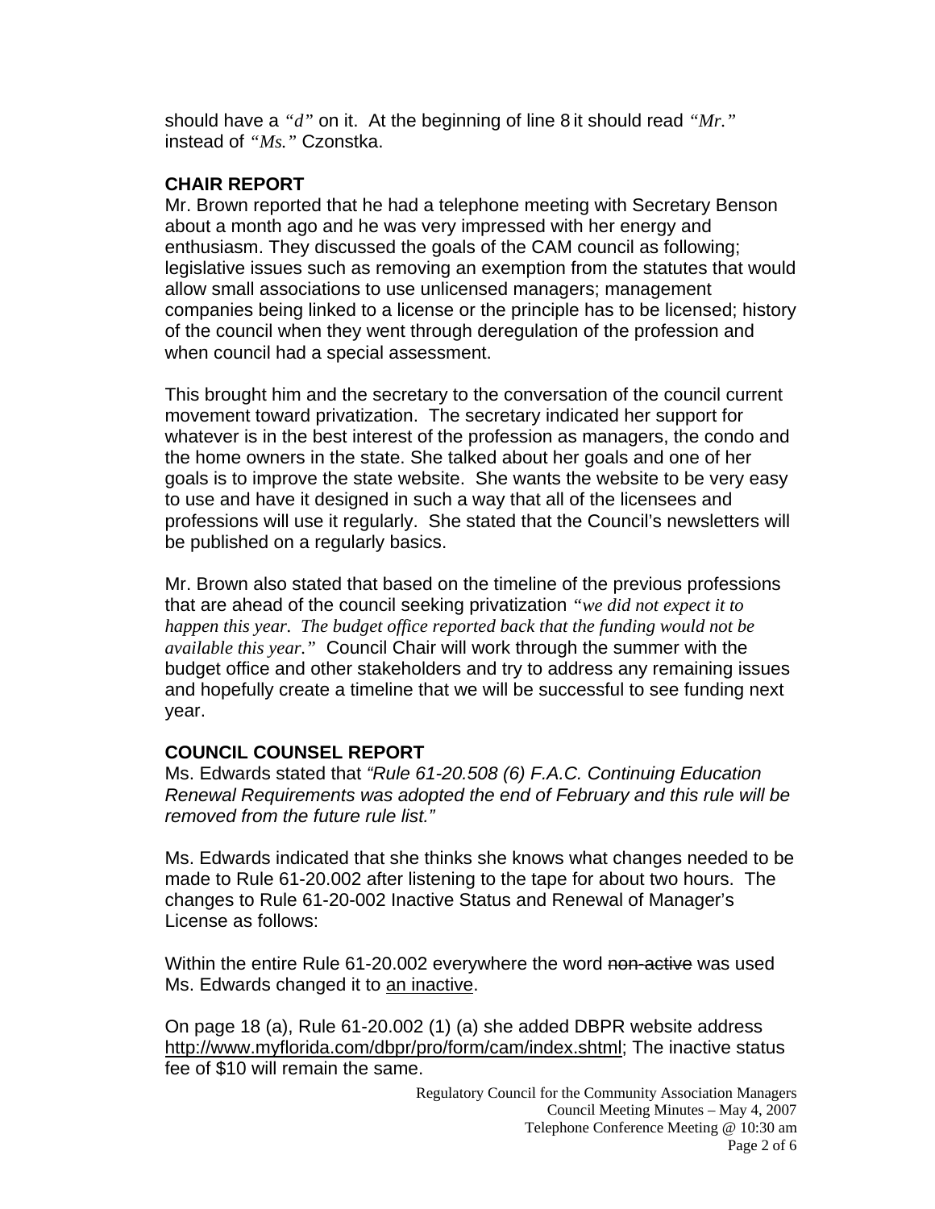should have a *"d"* on it. At the beginning of line 8 it should read *"Mr."* instead of *"Ms."* Czonstka.

**CHAIR REPORT**

Mr. Brown reported that he had a telephone meeting with Secretary Benson about a month ago and he was very impressed with her energy and enthusiasm. They discussed the goals of the CAM council as following; legislative issues such as removing an exemption from the statutes that would allow small associations to use unlicensed managers; management companies being linked to a license or the principle has to be licensed; history of the council when they went through deregulation of the profession and when council had a special assessment.

This brought him and the secretary to the conversation of the council current movement toward privatization. The secretary indicated her support for whatever is in the best interest of the profession as managers, the condo and the home owners in the state. She talked about her goals and one of her goals is to improve the state website. She wants the website to be very easy to use and have it designed in such a way that all of the licensees and professions will use it regularly. She stated that the Council's newsletters will be published on a regularly basics.

Mr. Brown also stated that based on the timeline of the previous professions that are ahead of the council seeking privatization *"we did not expect it to happen this year. The budget office reported back that the funding would not be available this year."* Council Chair will work through the summer with the budget office and other stakeholders and try to address any remaining issues and hopefully create a timeline that we will be successful to see funding next year.

**COUNCIL COUNSEL REPORT**

Ms. Edwards stated that *"Rule 61-20.508 (6) F.A.C. Continuing Education Renewal Requirements was adopted the end of February and this rule will be removed from the future rule list."*

Ms. Edwards indicated that she thinks she knows what changes needed to be made to Rule 61-20.002 after listening to the tape for about two hours. The changes to Rule 61-20-002 Inactive Status and Renewal of Manager's License as follows:

Within the entire Rule 61-20.002 everywhere the word ~~non-active~~ was used Ms. Edwards changed it to <u>an inactive</u>.

On page 18 (a), Rule 61-20.002 (1) (a) she added DBPR website address <u>http://www.myflorida.com/dbpr/pro/form/cam/index.shtml</u>; The inactive status fee of $10 will remain the same.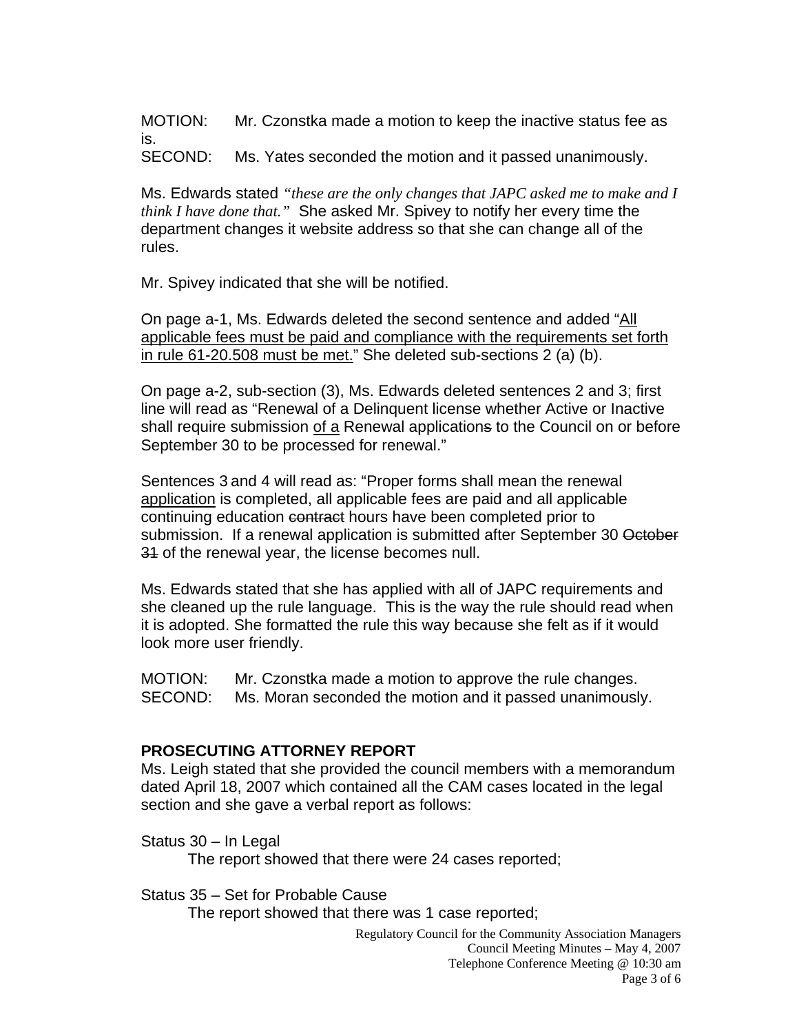MOTION: Mr. Czonstka made a motion to keep the inactive status fee as is.
SECOND: Ms. Yates seconded the motion and it passed unanimously.

Ms. Edwards stated *"these are the only changes that JAPC asked me to make and I think I have done that."* She asked Mr. Spivey to notify her every time the department changes it website address so that she can change all of the rules.

Mr. Spivey indicated that she will be notified.

On page a-1, Ms. Edwards deleted the second sentence and added "<u>All applicable fees must be paid and compliance with the requirements set forth in rule 61-20.508 must be met.</u>" She deleted sub-sections 2 (a) (b).

On page a-2, sub-section (3), Ms. Edwards deleted sentences 2 and 3; first line will read as "Renewal of a Delinquent license whether Active or Inactive shall require submission <u>of a</u> Renewal application~~s~~ to the Council on or before September 30 to be processed for renewal."

Sentences 3 and 4 will read as: "Proper forms shall mean the renewal <u>application</u> is completed, all applicable fees are paid and all applicable continuing education ~~contract~~ hours have been completed prior to submission. If a renewal application is submitted after September 30 ~~October 31~~ of the renewal year, the license becomes null.

Ms. Edwards stated that she has applied with all of JAPC requirements and she cleaned up the rule language. This is the way the rule should read when it is adopted. She formatted the rule this way because she felt as if it would look more user friendly.

MOTION: Mr. Czonstka made a motion to approve the rule changes.
SECOND: Ms. Moran seconded the motion and it passed unanimously.

**PROSECUTING ATTORNEY REPORT**

Ms. Leigh stated that she provided the council members with a memorandum dated April 18, 2007 which contained all the CAM cases located in the legal section and she gave a verbal report as follows:

Status 30 – In Legal
The report showed that there were 24 cases reported;

Status 35 – Set for Probable Cause
The report showed that there was 1 case reported;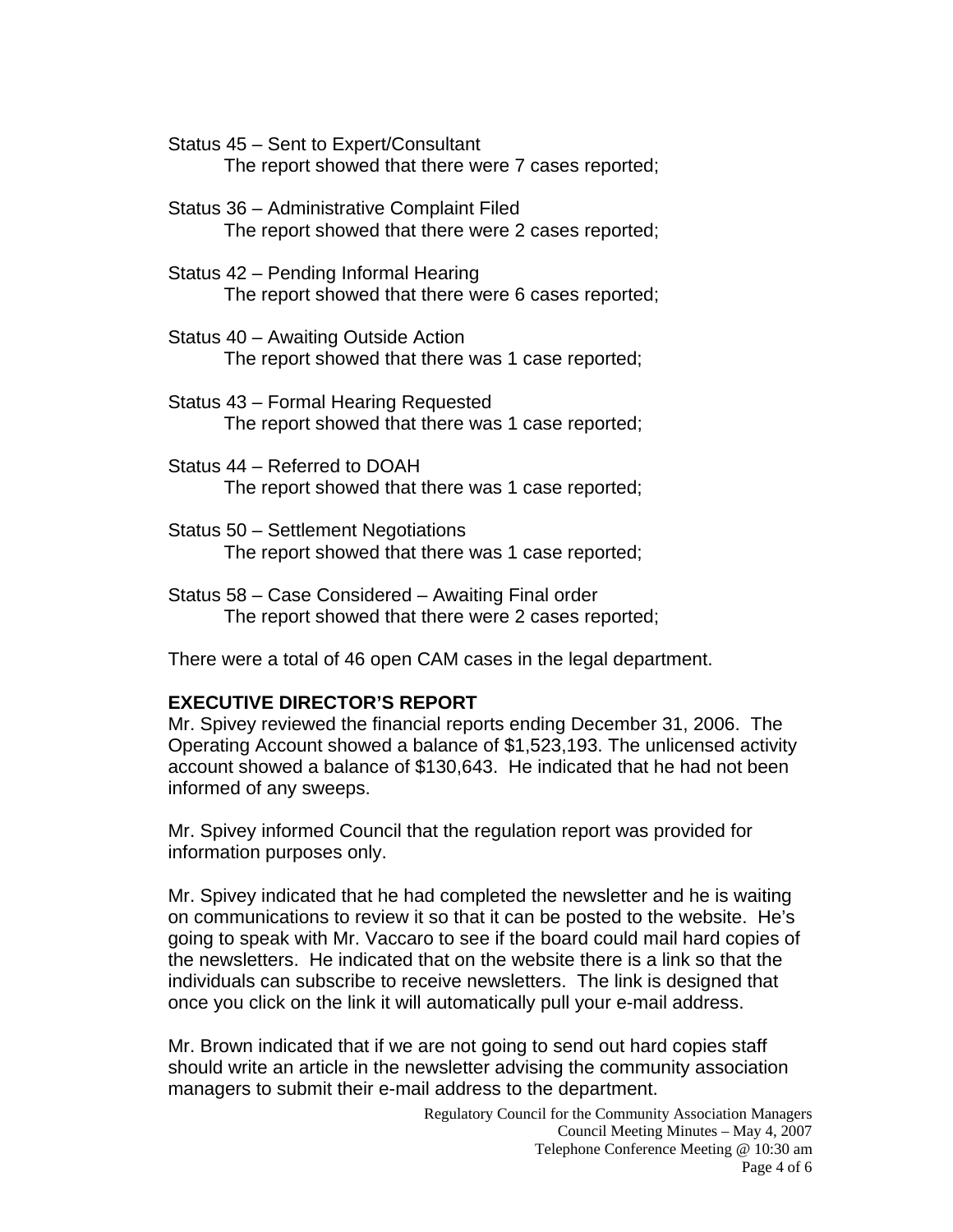Status 45 – Sent to Expert/Consultant
The report showed that there were 7 cases reported;

Status 36 – Administrative Complaint Filed
The report showed that there were 2 cases reported;

Status 42 – Pending Informal Hearing
The report showed that there were 6 cases reported;

Status 40 – Awaiting Outside Action
The report showed that there was 1 case reported;

Status 43 – Formal Hearing Requested
The report showed that there was 1 case reported;

Status 44 – Referred to DOAH
The report showed that there was 1 case reported;

Status 50 – Settlement Negotiations
The report showed that there was 1 case reported;

Status 58 – Case Considered – Awaiting Final order
The report showed that there were 2 cases reported;

There were a total of 46 open CAM cases in the legal department.

**EXECUTIVE DIRECTOR'S REPORT**

Mr. Spivey reviewed the financial reports ending December 31, 2006. The Operating Account showed a balance of $1,523,193. The unlicensed activity account showed a balance of $130,643. He indicated that he had not been informed of any sweeps.

Mr. Spivey informed Council that the regulation report was provided for information purposes only.

Mr. Spivey indicated that he had completed the newsletter and he is waiting on communications to review it so that it can be posted to the website. He's going to speak with Mr. Vaccaro to see if the board could mail hard copies of the newsletters. He indicated that on the website there is a link so that the individuals can subscribe to receive newsletters. The link is designed that once you click on the link it will automatically pull your e-mail address.

Mr. Brown indicated that if we are not going to send out hard copies staff should write an article in the newsletter advising the community association managers to submit their e-mail address to the department.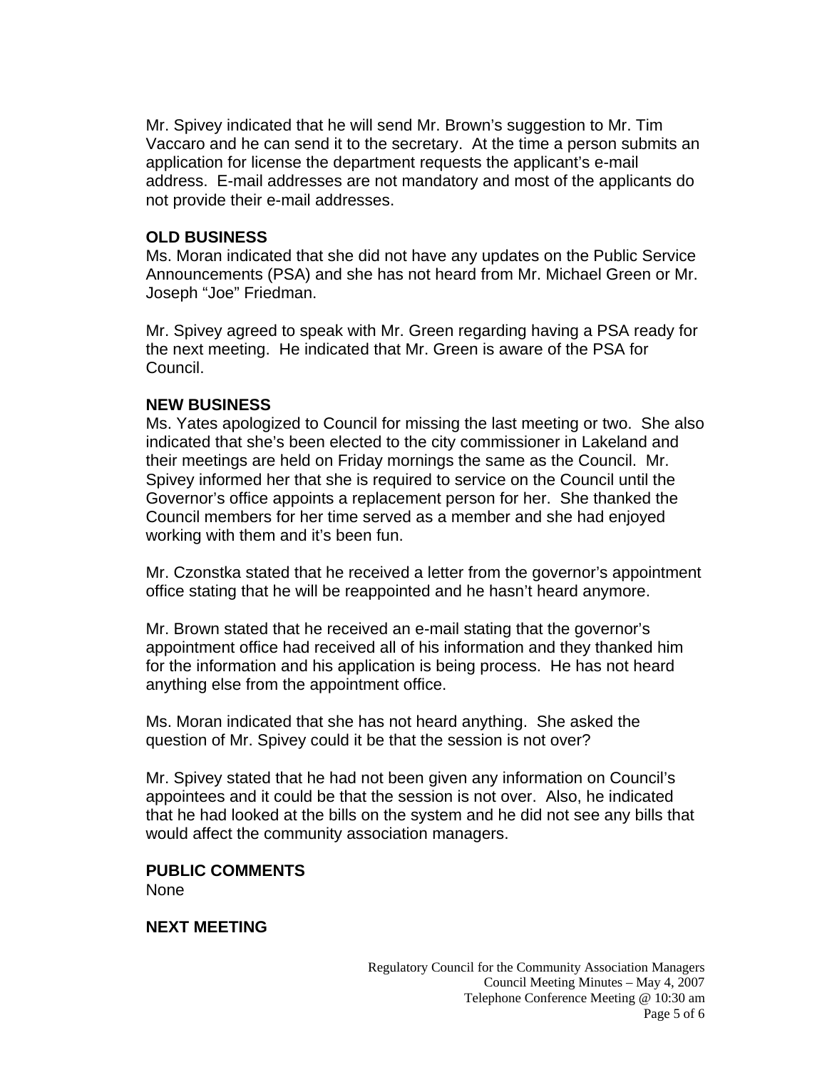Mr. Spivey indicated that he will send Mr. Brown's suggestion to Mr. Tim Vaccaro and he can send it to the secretary. At the time a person submits an application for license the department requests the applicant's e-mail address. E-mail addresses are not mandatory and most of the applicants do not provide their e-mail addresses.

**OLD BUSINESS**

Ms. Moran indicated that she did not have any updates on the Public Service Announcements (PSA) and she has not heard from Mr. Michael Green or Mr. Joseph "Joe" Friedman.

Mr. Spivey agreed to speak with Mr. Green regarding having a PSA ready for the next meeting. He indicated that Mr. Green is aware of the PSA for Council.

**NEW BUSINESS**

Ms. Yates apologized to Council for missing the last meeting or two. She also indicated that she's been elected to the city commissioner in Lakeland and their meetings are held on Friday mornings the same as the Council. Mr. Spivey informed her that she is required to service on the Council until the Governor's office appoints a replacement person for her. She thanked the Council members for her time served as a member and she had enjoyed working with them and it's been fun.

Mr. Czonstka stated that he received a letter from the governor's appointment office stating that he will be reappointed and he hasn't heard anymore.

Mr. Brown stated that he received an e-mail stating that the governor's appointment office had received all of his information and they thanked him for the information and his application is being process. He has not heard anything else from the appointment office.

Ms. Moran indicated that she has not heard anything. She asked the question of Mr. Spivey could it be that the session is not over?

Mr. Spivey stated that he had not been given any information on Council's appointees and it could be that the session is not over. Also, he indicated that he had looked at the bills on the system and he did not see any bills that would affect the community association managers.

**PUBLIC COMMENTS**

None

**NEXT MEETING**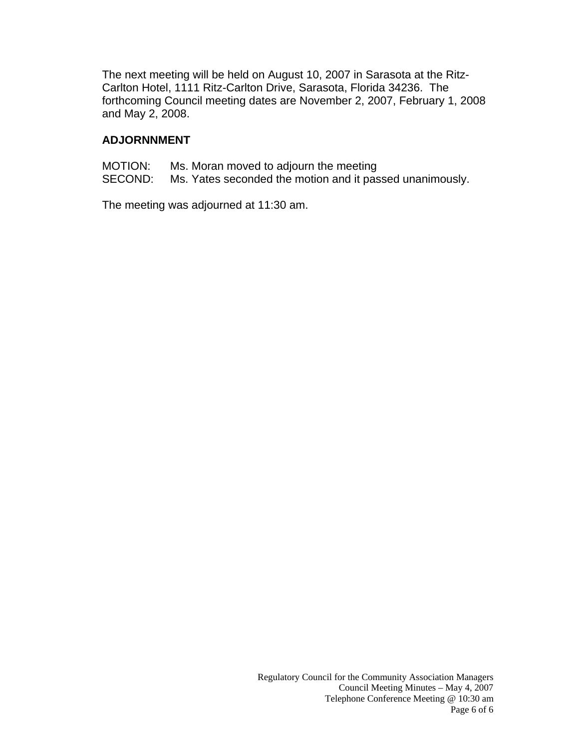The next meeting will be held on August 10, 2007 in Sarasota at the Ritz-Carlton Hotel, 1111 Ritz-Carlton Drive, Sarasota, Florida 34236. The forthcoming Council meeting dates are November 2, 2007, February 1, 2008 and May 2, 2008.

## ADJORNNMENT

MOTION: Ms. Moran moved to adjourn the meeting
SECOND: Ms. Yates seconded the motion and it passed unanimously.

The meeting was adjourned at 11:30 am.